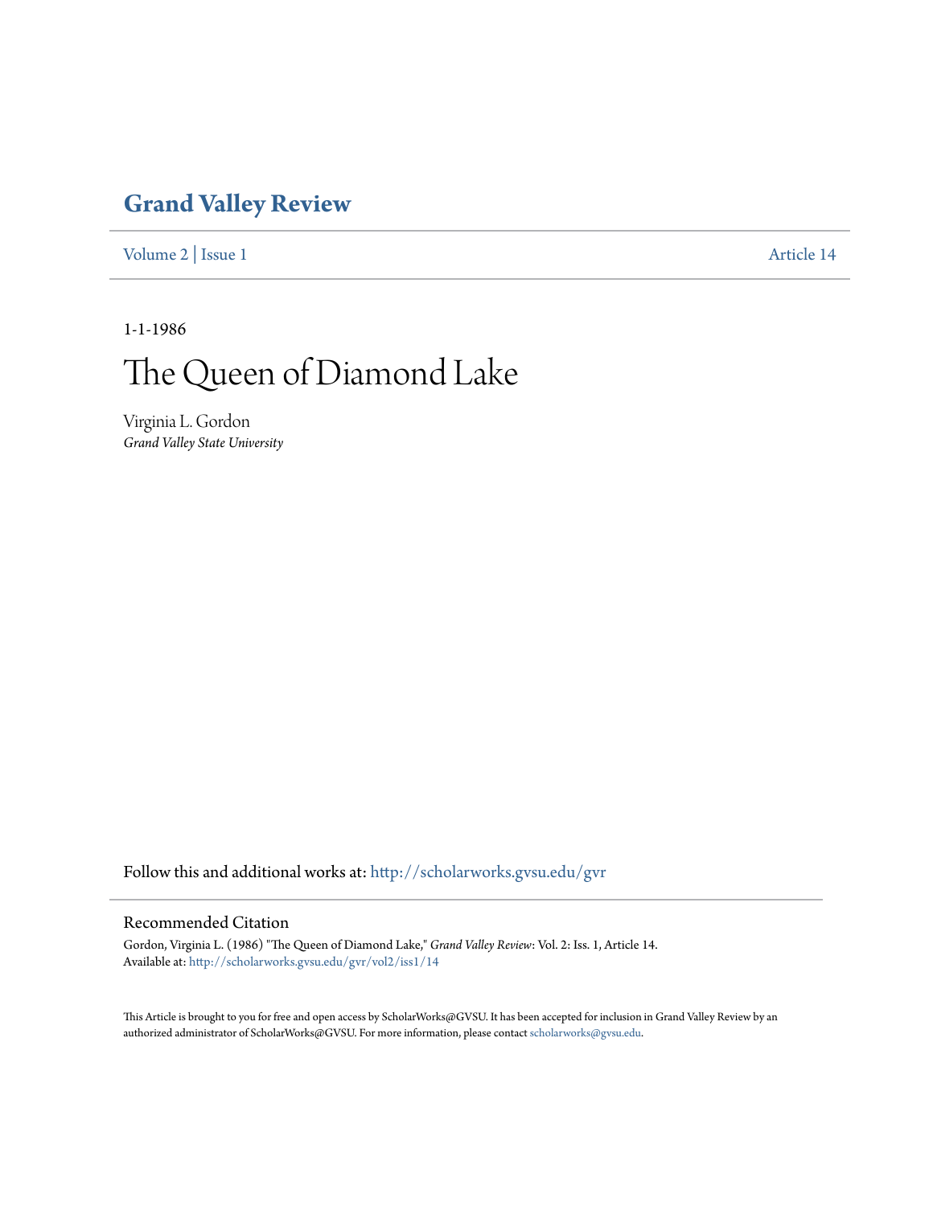# Grand Valley Review

Volume 2 | Issue 1 — Article 14

1-1-1986

# The Queen of Diamond Lake

Virginia L. Gordon
*Grand Valley State University*

Follow this and additional works at: http://scholarworks.gvsu.edu/gvr

## Recommended Citation

Gordon, Virginia L. (1986) "The Queen of Diamond Lake," *Grand Valley Review*: Vol. 2: Iss. 1, Article 14.
Available at: http://scholarworks.gvsu.edu/gvr/vol2/iss1/14

This Article is brought to you for free and open access by ScholarWorks@GVSU. It has been accepted for inclusion in Grand Valley Review by an authorized administrator of ScholarWorks@GVSU. For more information, please contact scholarworks@gvsu.edu.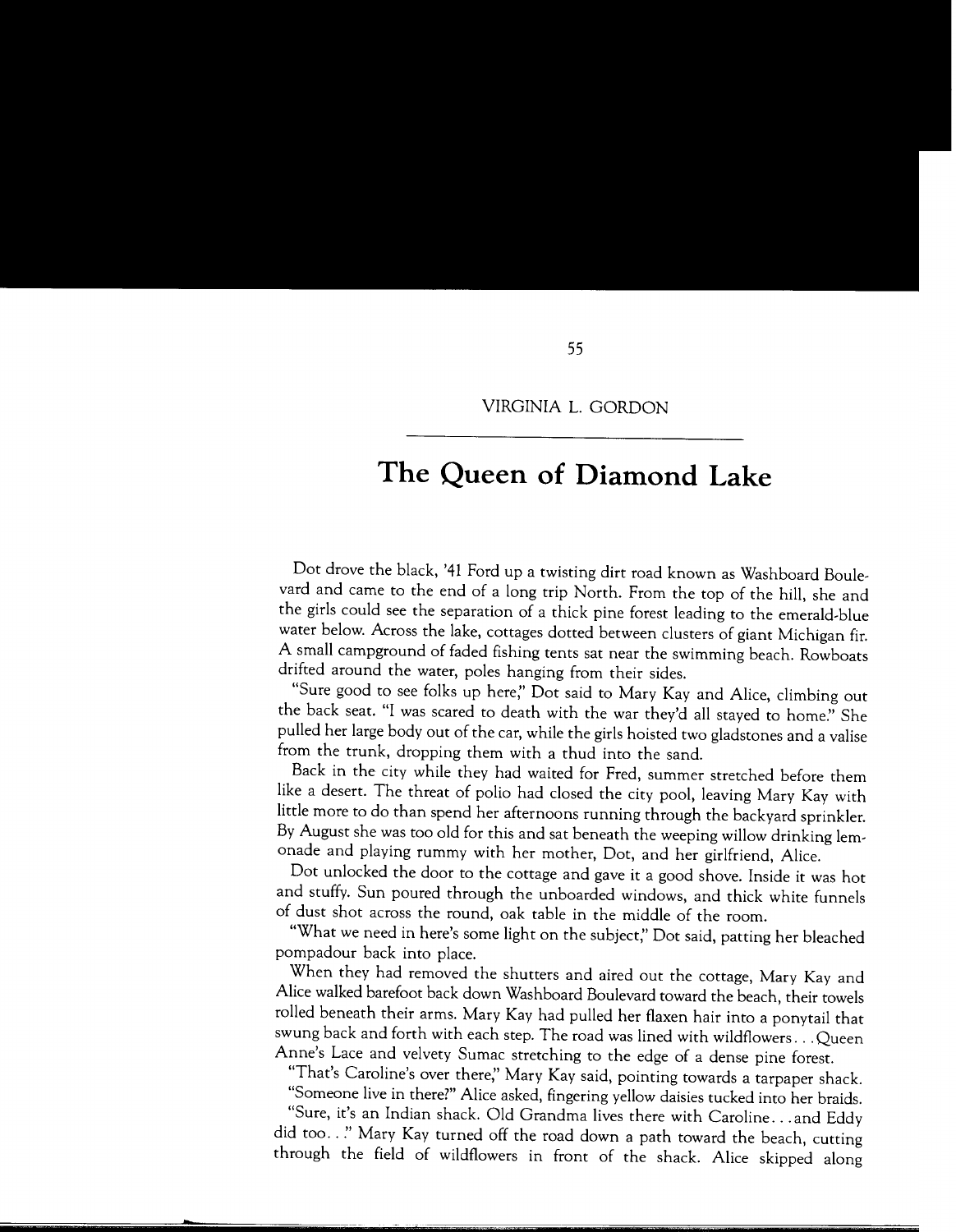VIRGINIA L. GORDON

# The Queen of Diamond Lake

Dot drove the black, '41 Ford up a twisting dirt road known as Washboard Boulevard and came to the end of a long trip North. From the top of the hill, she and the girls could see the separation of a thick pine forest leading to the emerald-blue water below. Across the lake, cottages dotted between clusters of giant Michigan fir. A small campground of faded fishing tents sat near the swimming beach. Rowboats drifted around the water, poles hanging from their sides.

"Sure good to see folks up here," Dot said to Mary Kay and Alice, climbing out the back seat. "I was scared to death with the war they'd all stayed to home." She pulled her large body out of the car, while the girls hoisted two gladstones and a valise from the trunk, dropping them with a thud into the sand.

Back in the city while they had waited for Fred, summer stretched before them like a desert. The threat of polio had closed the city pool, leaving Mary Kay with little more to do than spend her afternoons running through the backyard sprinkler. By August she was too old for this and sat beneath the weeping willow drinking lemonade and playing rummy with her mother, Dot, and her girlfriend, Alice.

Dot unlocked the door to the cottage and gave it a good shove. Inside it was hot and stuffy. Sun poured through the unboarded windows, and thick white funnels of dust shot across the round, oak table in the middle of the room.

"What we need in here's some light on the subject," Dot said, patting her bleached pompadour back into place.

When they had removed the shutters and aired out the cottage, Mary Kay and Alice walked barefoot back down Washboard Boulevard toward the beach, their towels rolled beneath their arms. Mary Kay had pulled her flaxen hair into a ponytail that swung back and forth with each step. The road was lined with wildflowers. . . Queen Anne's Lace and velvety Sumac stretching to the edge of a dense pine forest.

"That's Caroline's over there," Mary Kay said, pointing towards a tarpaper shack.

"Someone live in there?" Alice asked, fingering yellow daisies tucked into her braids.

"Sure, it's an Indian shack. Old Grandma lives there with Caroline. . . and Eddy did too. . ." Mary Kay turned off the road down a path toward the beach, cutting through the field of wildflowers in front of the shack. Alice skipped along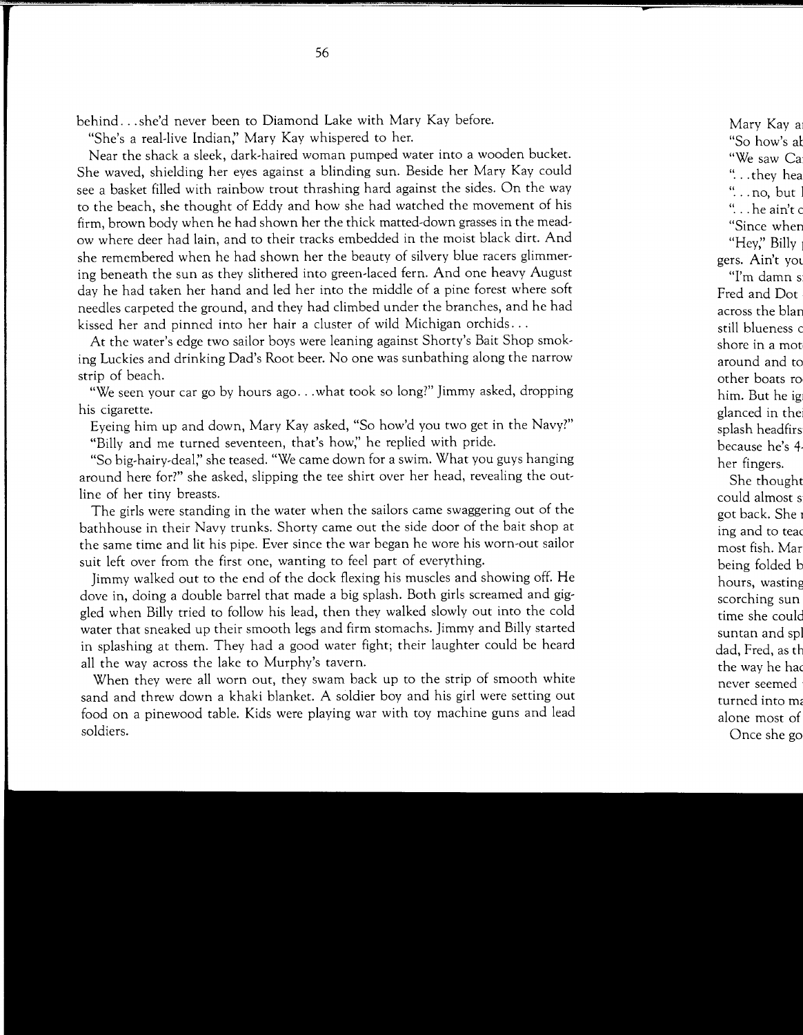behind. . .she'd never been to Diamond Lake with Mary Kay before.

"She's a real-live Indian," Mary Kay whispered to her.

Near the shack a sleek, dark-haired woman pumped water into a wooden bucket. She waved, shielding her eyes against a blinding sun. Beside her Mary Kay could see a basket filled with rainbow trout thrashing hard against the sides. On the way to the beach, she thought of Eddy and how she had watched the movement of his firm, brown body when he had shown her the thick matted-down grasses in the meadow where deer had lain, and to their tracks embedded in the moist black dirt. And she remembered when he had shown her the beauty of silvery blue racers glimmering beneath the sun as they slithered into green-laced fern. And one heavy August day he had taken her hand and led her into the middle of a pine forest where soft needles carpeted the ground, and they had climbed under the branches, and he had kissed her and pinned into her hair a cluster of wild Michigan orchids. . .

At the water's edge two sailor boys were leaning against Shorty's Bait Shop smoking Luckies and drinking Dad's Root beer. No one was sunbathing along the narrow strip of beach.

"We seen your car go by hours ago. . .what took so long?" Jimmy asked, dropping his cigarette.

Eyeing him up and down, Mary Kay asked, "So how'd you two get in the Navy?"

"Billy and me turned seventeen, that's how," he replied with pride.

"So big-hairy-deal," she teased. "We came down for a swim. What you guys hanging around here for?" she asked, slipping the tee shirt over her head, revealing the outline of her tiny breasts.

The girls were standing in the water when the sailors came swaggering out of the bathhouse in their Navy trunks. Shorty came out the side door of the bait shop at the same time and lit his pipe. Ever since the war began he wore his worn-out sailor suit left over from the first one, wanting to feel part of everything.

Jimmy walked out to the end of the dock flexing his muscles and showing off. He dove in, doing a double barrel that made a big splash. Both girls screamed and giggled when Billy tried to follow his lead, then they walked slowly out into the cold water that sneaked up their smooth legs and firm stomachs. Jimmy and Billy started in splashing at them. They had a good water fight; their laughter could be heard all the way across the lake to Murphy's tavern.

When they were all worn out, they swam back up to the strip of smooth white sand and threw down a khaki blanket. A soldier boy and his girl were setting out food on a pinewood table. Kids were playing war with toy machine guns and lead soldiers.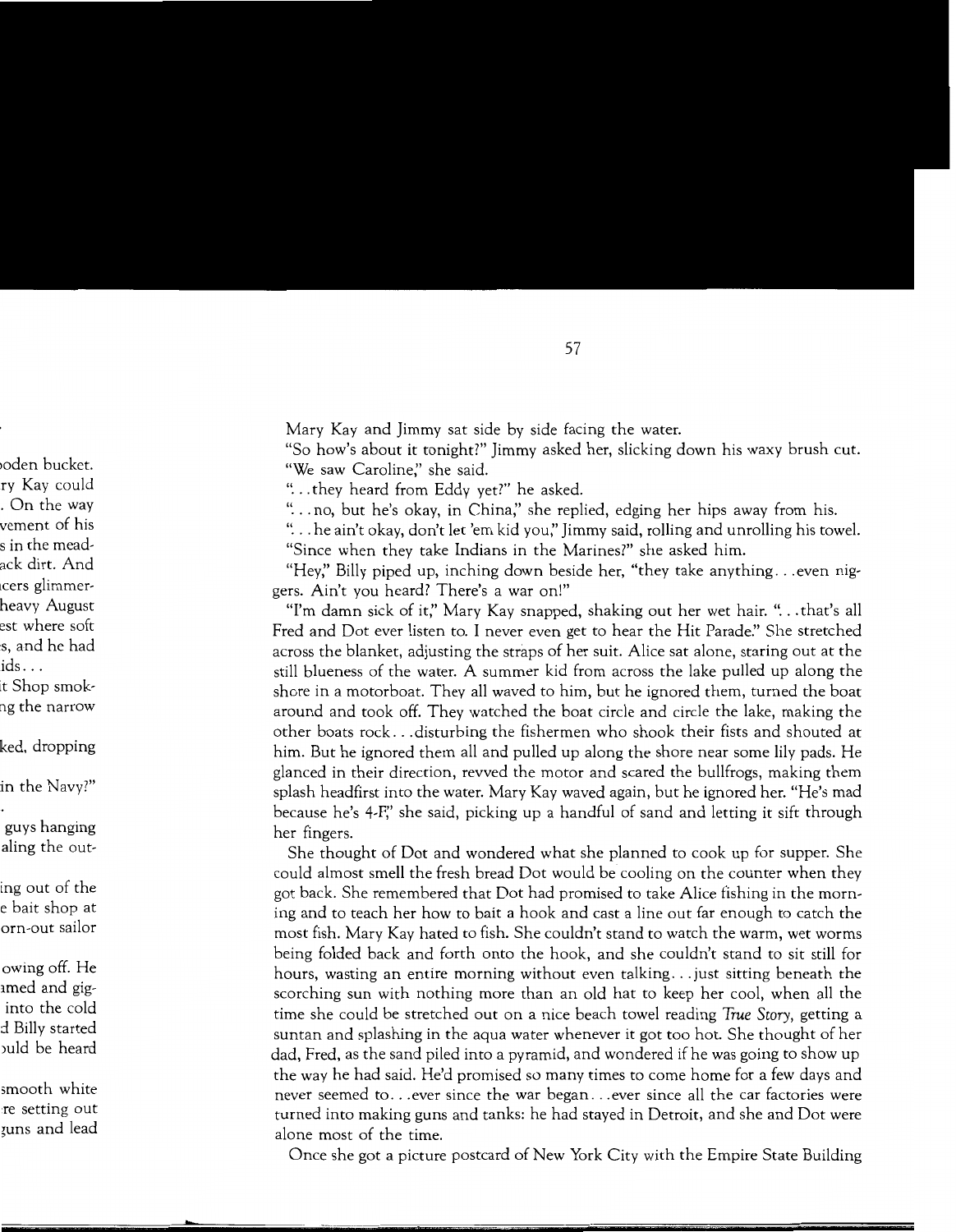Mary Kay and Jimmy sat side by side facing the water.

"So how's about it tonight?" Jimmy asked her, slicking down his waxy brush cut.

"We saw Caroline," she said.

"...they heard from Eddy yet?" he asked.

"...no, but he's okay, in China," she replied, edging her hips away from his.

"...he ain't okay, don't let 'em kid you," Jimmy said, rolling and unrolling his towel.

"Since when they take Indians in the Marines?" she asked him.

"Hey," Billy piped up, inching down beside her, "they take anything...even niggers. Ain't you heard? There's a war on!"

"I'm damn sick of it," Mary Kay snapped, shaking out her wet hair. "...that's all Fred and Dot ever listen to. I never even get to hear the Hit Parade." She stretched across the blanket, adjusting the straps of her suit. Alice sat alone, staring out at the still blueness of the water. A summer kid from across the lake pulled up along the shore in a motorboat. They all waved to him, but he ignored them, turned the boat around and took off. They watched the boat circle and circle the lake, making the other boats rock...disturbing the fishermen who shook their fists and shouted at him. But he ignored them all and pulled up along the shore near some lily pads. He glanced in their direction, revved the motor and scared the bullfrogs, making them splash headfirst into the water. Mary Kay waved again, but he ignored her. "He's mad because he's 4-F," she said, picking up a handful of sand and letting it sift through her fingers.

She thought of Dot and wondered what she planned to cook up for supper. She could almost smell the fresh bread Dot would be cooling on the counter when they got back. She remembered that Dot had promised to take Alice fishing in the morning and to teach her how to bait a hook and cast a line out far enough to catch the most fish. Mary Kay hated to fish. She couldn't stand to watch the warm, wet worms being folded back and forth onto the hook, and she couldn't stand to sit still for hours, wasting an entire morning without even talking...just sitting beneath the scorching sun with nothing more than an old hat to keep her cool, when all the time she could be stretched out on a nice beach towel reading *True Story*, getting a suntan and splashing in the aqua water whenever it got too hot. She thought of her dad, Fred, as the sand piled into a pyramid, and wondered if he was going to show up the way he had said. He'd promised so many times to come home for a few days and never seemed to...ever since the war began...ever since all the car factories were turned into making guns and tanks: he had stayed in Detroit, and she and Dot were alone most of the time.

Once she got a picture postcard of New York City with the Empire State Building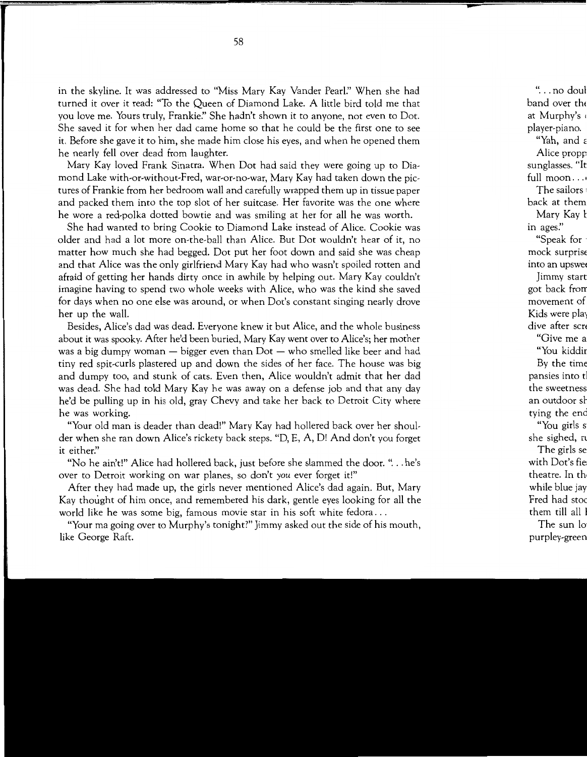in the skyline. It was addressed to "Miss Mary Kay Vander Pearl." When she had turned it over it read: "To the Queen of Diamond Lake. A little bird told me that you love me. Yours truly, Frankie." She hadn't shown it to anyone, not even to Dot. She saved it for when her dad came home so that he could be the first one to see it. Before she gave it to him, she made him close his eyes, and when he opened them he nearly fell over dead from laughter.

Mary Kay loved Frank Sinatra. When Dot had said they were going up to Diamond Lake with-or-without-Fred, war-or-no-war, Mary Kay had taken down the pictures of Frankie from her bedroom wall and carefully wrapped them up in tissue paper and packed them into the top slot of her suitcase. Her favorite was the one where he wore a red-polka dotted bowtie and was smiling at her for all he was worth.

She had wanted to bring Cookie to Diamond Lake instead of Alice. Cookie was older and had a lot more on-the-ball than Alice. But Dot wouldn't hear of it, no matter how much she had begged. Dot put her foot down and said she was cheap and that Alice was the only girlfriend Mary Kay had who wasn't spoiled rotten and afraid of getting her hands dirty once in awhile by helping out. Mary Kay couldn't imagine having to spend two whole weeks with Alice, who was the kind she saved for days when no one else was around, or when Dot's constant singing nearly drove her up the wall.

Besides, Alice's dad was dead. Everyone knew it but Alice, and the whole business about it was spooky. After he'd been buried, Mary Kay went over to Alice's; her mother was a big dumpy woman — bigger even than Dot — who smelled like beer and had tiny red spit-curls plastered up and down the sides of her face. The house was big and dumpy too, and stunk of cats. Even then, Alice wouldn't admit that her dad was dead. She had told Mary Kay he was away on a defense job and that any day he'd be pulling up in his old, gray Chevy and take her back to Detroit City where he was working.

"Your old man is deader than dead!" Mary Kay had hollered back over her shoulder when she ran down Alice's rickety back steps. "D, E, A, D! And don't you forget it either."

"No he ain't!" Alice had hollered back, just before she slammed the door. ". . . he's over to Detroit working on war planes, so don't *you* ever forget it!"

After they had made up, the girls never mentioned Alice's dad again. But, Mary Kay thought of him once, and remembered his dark, gentle eyes looking for all the world like he was some big, famous movie star in his soft white fedora . . .

"Your ma going over to Murphy's tonight?" Jimmy asked out the side of his mouth, like George Raft.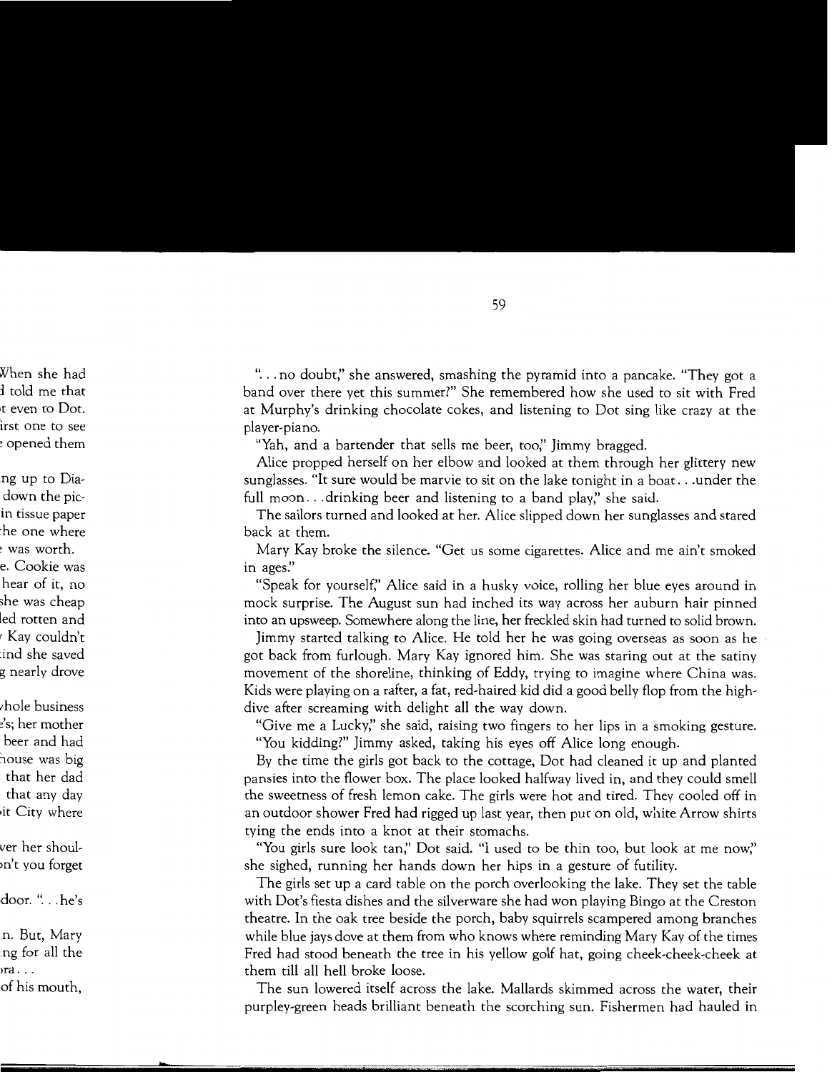". . . no doubt," she answered, smashing the pyramid into a pancake. "They got a band over there yet this summer?" She remembered how she used to sit with Fred at Murphy's drinking chocolate cokes, and listening to Dot sing like crazy at the player-piano.

"Yah, and a bartender that sells me beer, too," Jimmy bragged.

Alice propped herself on her elbow and looked at them through her glittery new sunglasses. "It sure would be marvie to sit on the lake tonight in a boat. . .under the full moon. . .drinking beer and listening to a band play," she said.

The sailors turned and looked at her. Alice slipped down her sunglasses and stared back at them.

Mary Kay broke the silence. "Get us some cigarettes. Alice and me ain't smoked in ages."

"Speak for yourself," Alice said in a husky voice, rolling her blue eyes around in mock surprise. The August sun had inched its way across her auburn hair pinned into an upsweep. Somewhere along the line, her freckled skin had turned to solid brown.

Jimmy started talking to Alice. He told her he was going overseas as soon as he got back from furlough. Mary Kay ignored him. She was staring out at the satiny movement of the shoreline, thinking of Eddy, trying to imagine where China was. Kids were playing on a rafter, a fat, red-haired kid did a good belly flop from the high-dive after screaming with delight all the way down.

"Give me a Lucky," she said, raising two fingers to her lips in a smoking gesture.

"You kidding?" Jimmy asked, taking his eyes off Alice long enough.

By the time the girls got back to the cottage, Dot had cleaned it up and planted pansies into the flower box. The place looked halfway lived in, and they could smell the sweetness of fresh lemon cake. The girls were hot and tired. They cooled off in an outdoor shower Fred had rigged up last year, then put on old, white Arrow shirts tying the ends into a knot at their stomachs.

"You girls sure look tan," Dot said. "I used to be thin too, but look at me now," she sighed, running her hands down her hips in a gesture of futility.

The girls set up a card table on the porch overlooking the lake. They set the table with Dot's fiesta dishes and the silverware she had won playing Bingo at the Creston theatre. In the oak tree beside the porch, baby squirrels scampered among branches while blue jays dove at them from who knows where reminding Mary Kay of the times Fred had stood beneath the tree in his yellow golf hat, going cheek-cheek-cheek at them till all hell broke loose.

The sun lowered itself across the lake. Mallards skimmed across the water, their purpley-green heads brilliant beneath the scorching sun. Fishermen had hauled in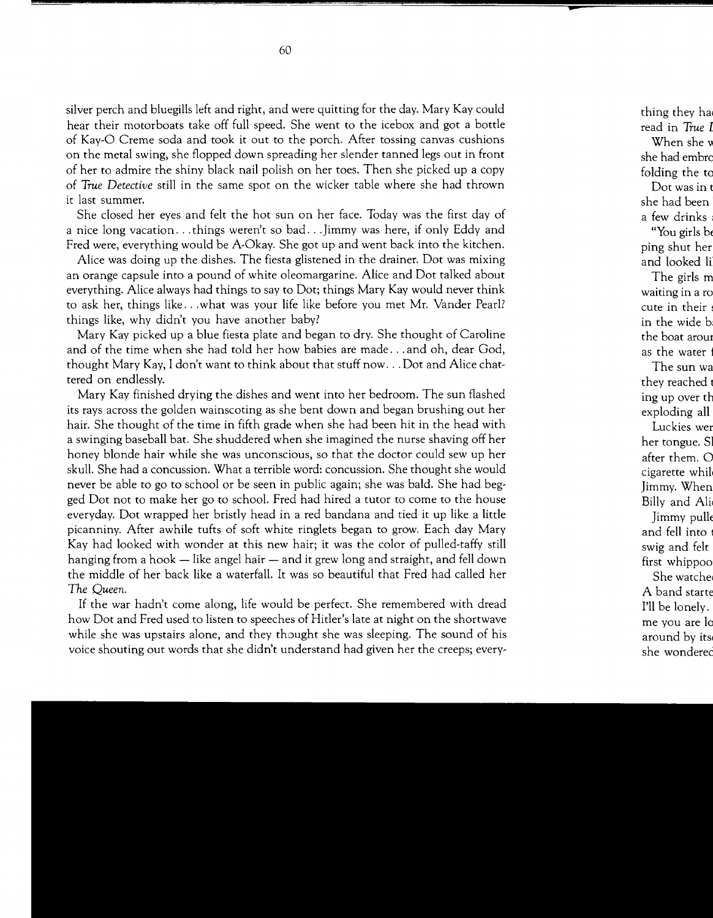silver perch and bluegills left and right, and were quitting for the day. Mary Kay could hear their motorboats take off full speed. She went to the icebox and got a bottle of Kay-O Creme soda and took it out to the porch. After tossing canvas cushions on the metal swing, she flopped down spreading her slender tanned legs out in front of her to admire the shiny black nail polish on her toes. Then she picked up a copy of *True Detective* still in the same spot on the wicker table where she had thrown it last summer.

She closed her eyes and felt the hot sun on her face. Today was the first day of a nice long vacation. . . things weren't so bad. . . Jimmy was here, if only Eddy and Fred were, everything would be A-Okay. She got up and went back into the kitchen.

Alice was doing up the dishes. The fiesta glistened in the drainer. Dot was mixing an orange capsule into a pound of white oleomargarine. Alice and Dot talked about everything. Alice always had things to say to Dot; things Mary Kay would never think to ask her, things like. . . what was your life like before you met Mr. Vander Pearl? things like, why didn't you have another baby?

Mary Kay picked up a blue fiesta plate and began to dry. She thought of Caroline and of the time when she had told her how babies are made. . . and oh, dear God, thought Mary Kay, I don't want to think about that stuff now. . . Dot and Alice chattered on endlessly.

Mary Kay finished drying the dishes and went into her bedroom. The sun flashed its rays across the golden wainscoting as she bent down and began brushing out her hair. She thought of the time in fifth grade when she had been hit in the head with a swinging baseball bat. She shuddered when she imagined the nurse shaving off her honey blonde hair while she was unconscious, so that the doctor could sew up her skull. She had a concussion. What a terrible word: concussion. She thought she would never be able to go to school or be seen in public again; she was bald. She had begged Dot not to make her go to school. Fred had hired a tutor to come to the house everyday. Dot wrapped her bristly head in a red bandana and tied it up like a little picanniny. After awhile tufts of soft white ringlets began to grow. Each day Mary Kay had looked with wonder at this new hair; it was the color of pulled-taffy still hanging from a hook — like angel hair — and it grew long and straight, and fell down the middle of her back like a waterfall. It was so beautiful that Fred had called her *The Queen.*

If the war hadn't come along, life would be perfect. She remembered with dread how Dot and Fred used to listen to speeches of Hitler's late at night on the shortwave while she was upstairs alone, and they thought she was sleeping. The sound of his voice shouting out words that she didn't understand had given her the creeps; every-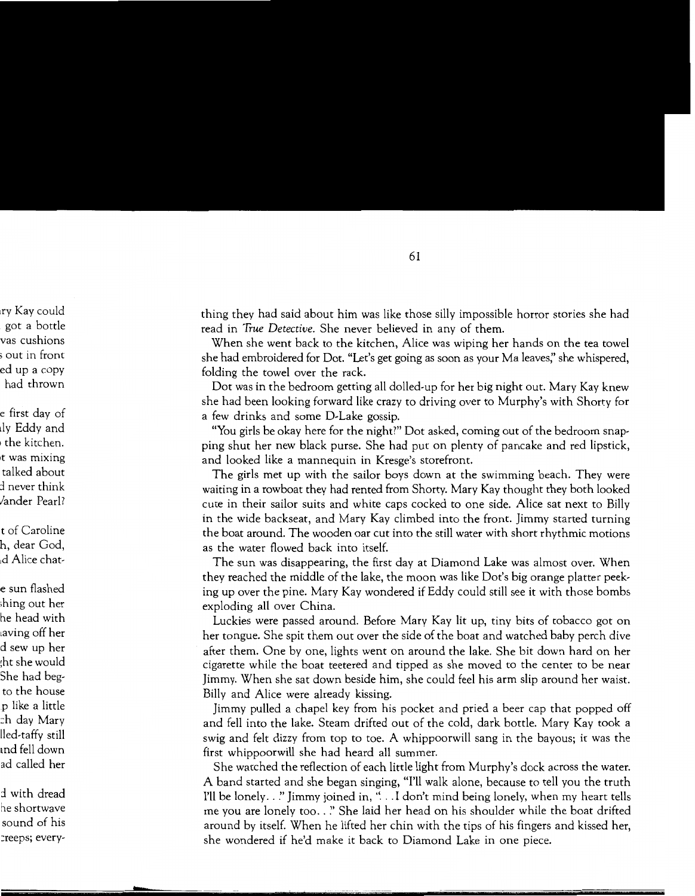thing they had said about him was like those silly impossible horror stories she had read in *True Detective*. She never believed in any of them.

When she went back to the kitchen, Alice was wiping her hands on the tea towel she had embroidered for Dot. "Let's get going as soon as your Ma leaves," she whispered, folding the towel over the rack.

Dot was in the bedroom getting all dolled-up for her big night out. Mary Kay knew she had been looking forward like crazy to driving over to Murphy's with Shorty for a few drinks and some D-Lake gossip.

"You girls be okay here for the night?" Dot asked, coming out of the bedroom snapping shut her new black purse. She had put on plenty of pancake and red lipstick, and looked like a mannequin in Kresge's storefront.

The girls met up with the sailor boys down at the swimming beach. They were waiting in a rowboat they had rented from Shorty. Mary Kay thought they both looked cute in their sailor suits and white caps cocked to one side. Alice sat next to Billy in the wide backseat, and Mary Kay climbed into the front. Jimmy started turning the boat around. The wooden oar cut into the still water with short rhythmic motions as the water flowed back into itself.

The sun was disappearing, the first day at Diamond Lake was almost over. When they reached the middle of the lake, the moon was like Dot's big orange platter peeking up over the pine. Mary Kay wondered if Eddy could still see it with those bombs exploding all over China.

Luckies were passed around. Before Mary Kay lit up, tiny bits of tobacco got on her tongue. She spit them out over the side of the boat and watched baby perch dive after them. One by one, lights went on around the lake. She bit down hard on her cigarette while the boat teetered and tipped as she moved to the center to be near Jimmy. When she sat down beside him, she could feel his arm slip around her waist. Billy and Alice were already kissing.

Jimmy pulled a chapel key from his pocket and pried a beer cap that popped off and fell into the lake. Steam drifted out of the cold, dark bottle. Mary Kay took a swig and felt dizzy from top to toe. A whippoorwill sang in the bayous; it was the first whippoorwill she had heard all summer.

She watched the reflection of each little light from Murphy's dock across the water. A band started and she began singing, "I'll walk alone, because to tell you the truth I'll be lonely. . ." Jimmy joined in, ". . .I don't mind being lonely, when my heart tells me you are lonely too. . ." She laid her head on his shoulder while the boat drifted around by itself. When he lifted her chin with the tips of his fingers and kissed her, she wondered if he'd make it back to Diamond Lake in one piece.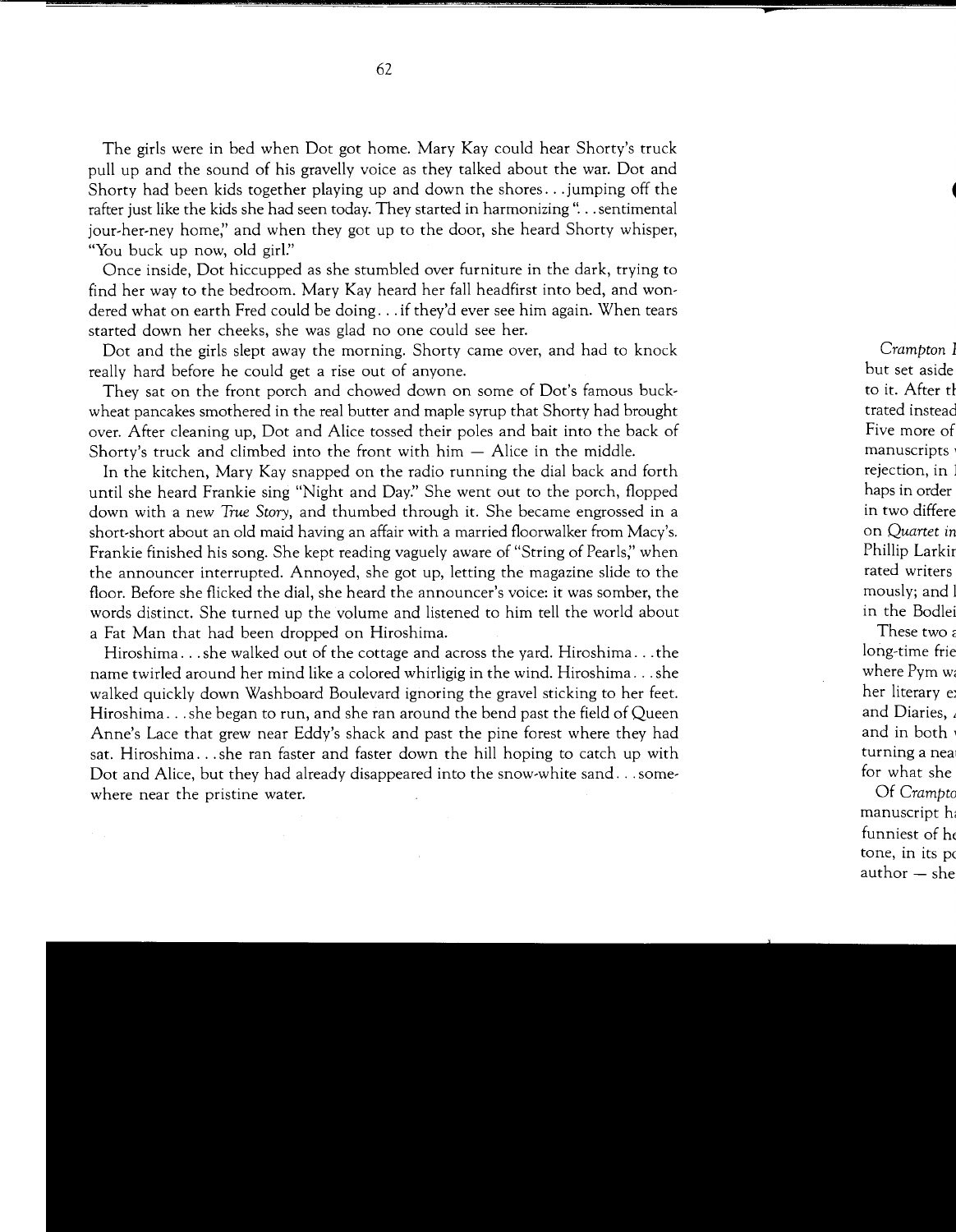The girls were in bed when Dot got home. Mary Kay could hear Shorty's truck pull up and the sound of his gravelly voice as they talked about the war. Dot and Shorty had been kids together playing up and down the shores. . . jumping off the rafter just like the kids she had seen today. They started in harmonizing ". . . sentimental jour-her-ney home," and when they got up to the door, she heard Shorty whisper, "You buck up now, old girl."

Once inside, Dot hiccupped as she stumbled over furniture in the dark, trying to find her way to the bedroom. Mary Kay heard her fall headfirst into bed, and wondered what on earth Fred could be doing. . . if they'd ever see him again. When tears started down her cheeks, she was glad no one could see her.

Dot and the girls slept away the morning. Shorty came over, and had to knock really hard before he could get a rise out of anyone.

They sat on the front porch and chowed down on some of Dot's famous buckwheat pancakes smothered in the real butter and maple syrup that Shorty had brought over. After cleaning up, Dot and Alice tossed their poles and bait into the back of Shorty's truck and climbed into the front with him — Alice in the middle.

In the kitchen, Mary Kay snapped on the radio running the dial back and forth until she heard Frankie sing "Night and Day." She went out to the porch, flopped down with a new *True Story*, and thumbed through it. She became engrossed in a short-short about an old maid having an affair with a married floorwalker from Macy's. Frankie finished his song. She kept reading vaguely aware of "String of Pearls," when the announcer interrupted. Annoyed, she got up, letting the magazine slide to the floor. Before she flicked the dial, she heard the announcer's voice: it was somber, the words distinct. She turned up the volume and listened to him tell the world about a Fat Man that had been dropped on Hiroshima.

Hiroshima. . . she walked out of the cottage and across the yard. Hiroshima. . . the name twirled around her mind like a colored whirligig in the wind. Hiroshima. . . she walked quickly down Washboard Boulevard ignoring the gravel sticking to her feet. Hiroshima. . . she began to run, and she ran around the bend past the field of Queen Anne's Lace that grew near Eddy's shack and past the pine forest where they had sat. Hiroshima. . . she ran faster and faster down the hill hoping to catch up with Dot and Alice, but they had already disappeared into the snow-white sand. . . somewhere near the pristine water.